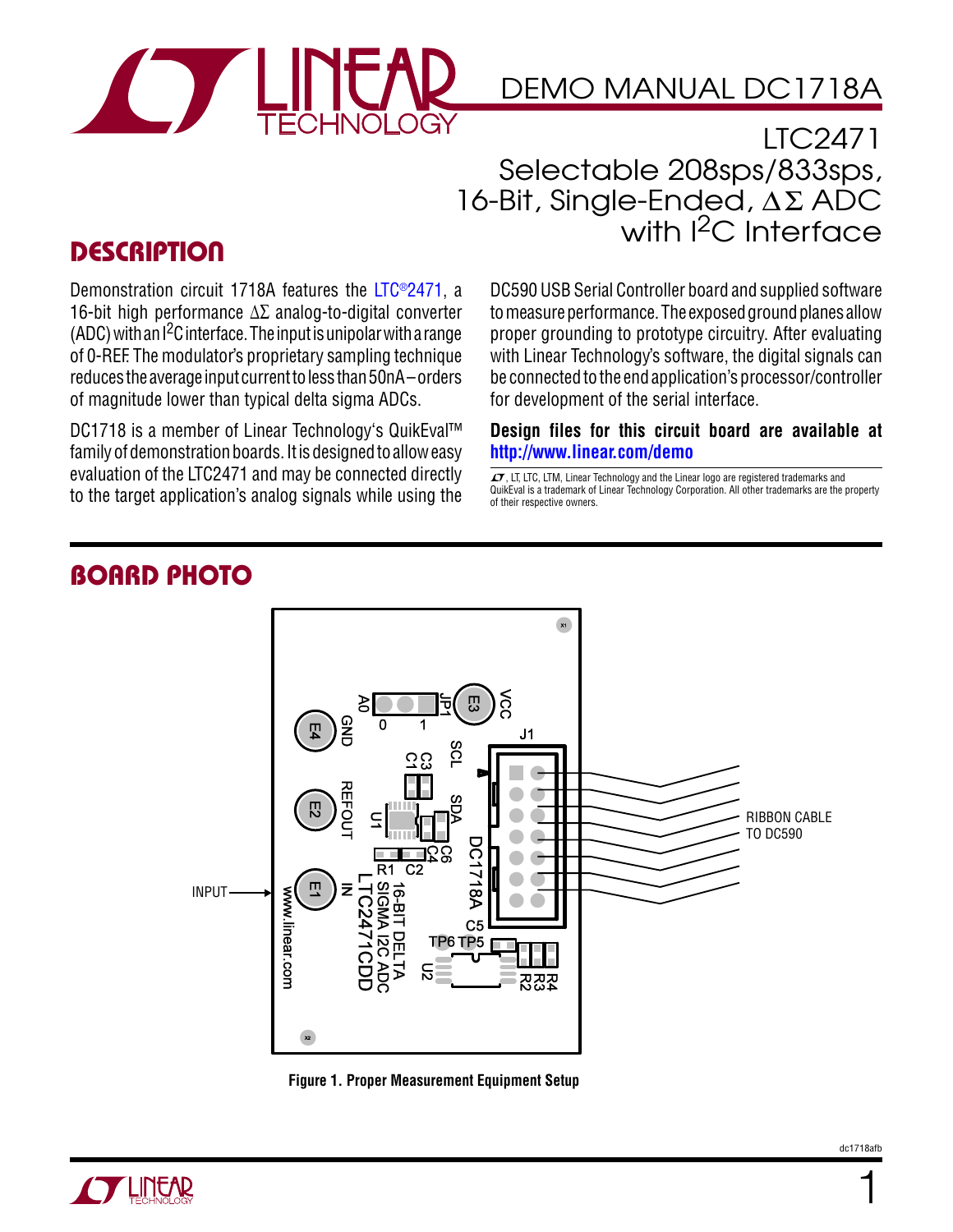# DEMO MANUAL DC1718A

## LTC2471 Selectable 208sps/833sps, 16-Bit, Single-Ended, ΔΣ ADC with I$^2$C Interface

## DESCRIPTION

Demonstration circuit 1718A features the LTC®2471, a 16-bit high performance ΔΣ analog-to-digital converter (ADC) with an I$^2$C interface. The input is unipolar with a range of 0-REF. The modulator's proprietary sampling technique reduces the average input current to less than 50nA – orders of magnitude lower than typical delta sigma ADCs.

DC1718 is a member of Linear Technology's QuikEval™ family of demonstration boards. It is designed to allow easy evaluation of the LTC2471 and may be connected directly to the target application's analog signals while using the DC590 USB Serial Controller board and supplied software to measure performance. The exposed ground planes allow proper grounding to prototype circuitry. After evaluating with Linear Technology's software, the digital signals can be connected to the end application's processor/controller for development of the serial interface.

**Design files for this circuit board are available at http://www.linear.com/demo**

LT, LTC, LTM, Linear Technology and the Linear logo are registered trademarks and QuikEval is a trademark of Linear Technology Corporation. All other trademarks are the property of their respective owners.

## BOARD PHOTO

INPUT

RIBBON CABLE TO DC590

**Figure 1. Proper Measurement Equipment Setup**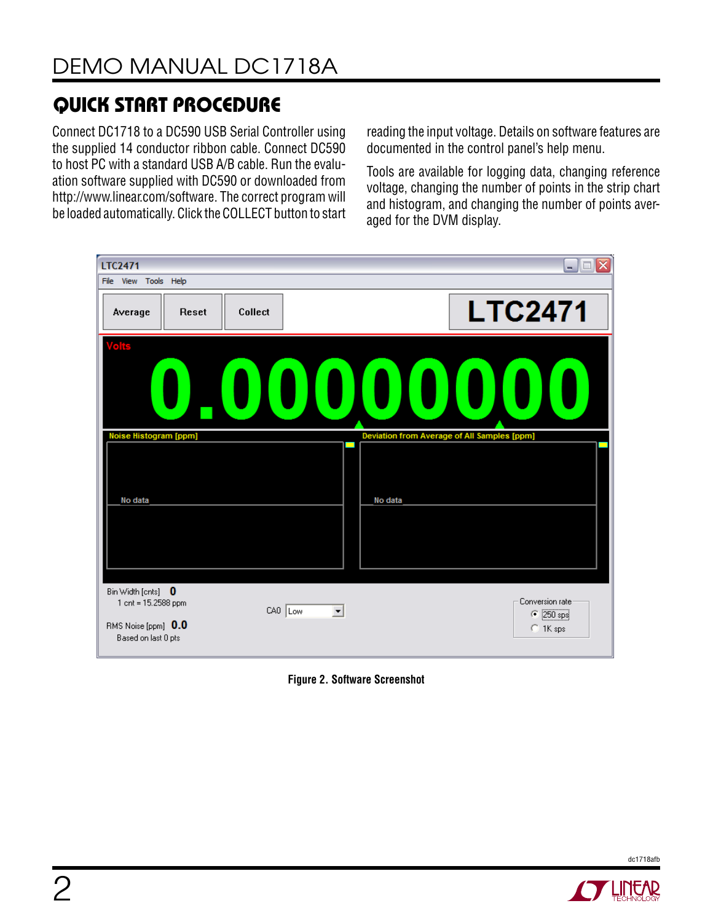## QUICK START PROCEDURE

Connect DC1718 to a DC590 USB Serial Controller using the supplied 14 conductor ribbon cable. Connect DC590 to host PC with a standard USB A/B cable. Run the evaluation software supplied with DC590 or downloaded from http://www.linear.com/software. The correct program will be loaded automatically. Click the COLLECT button to start reading the input voltage. Details on software features are documented in the control panel's help menu.

Tools are available for logging data, changing reference voltage, changing the number of points in the strip chart and histogram, and changing the number of points averaged for the DVM display.

**Figure 2. Software Screenshot**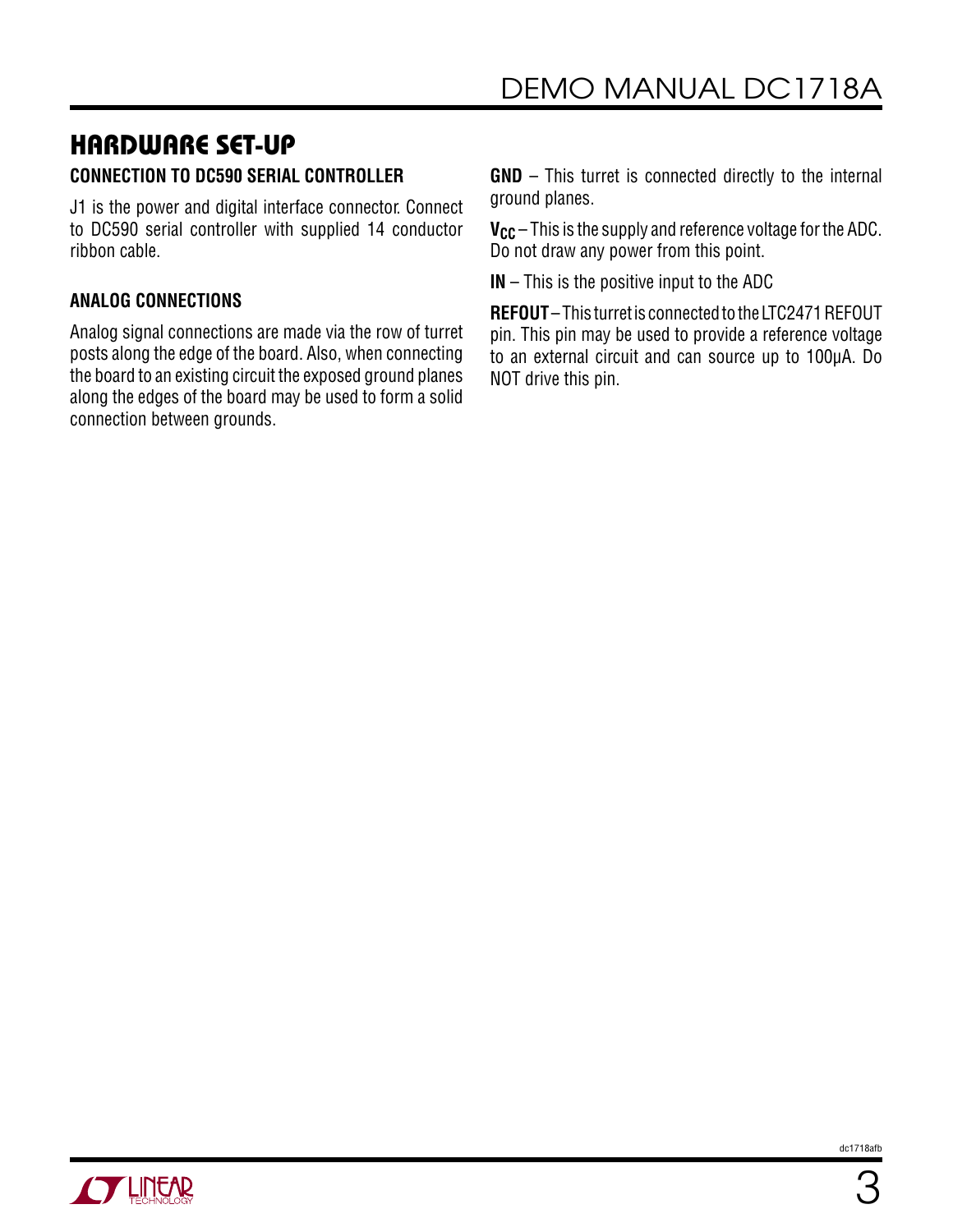# HARDWARE SET-UP

### CONNECTION TO DC590 SERIAL CONTROLLER

J1 is the power and digital interface connector. Connect to DC590 serial controller with supplied 14 conductor ribbon cable.

### ANALOG CONNECTIONS

Analog signal connections are made via the row of turret posts along the edge of the board. Also, when connecting the board to an existing circuit the exposed ground planes along the edges of the board may be used to form a solid connection between grounds.

**GND** – This turret is connected directly to the internal ground planes.

**$V_{CC}$** – This is the supply and reference voltage for the ADC. Do not draw any power from this point.

**IN** – This is the positive input to the ADC

**REFOUT** – This turret is connected to the LTC2471 REFOUT pin. This pin may be used to provide a reference voltage to an external circuit and can source up to 100μA. Do NOT drive this pin.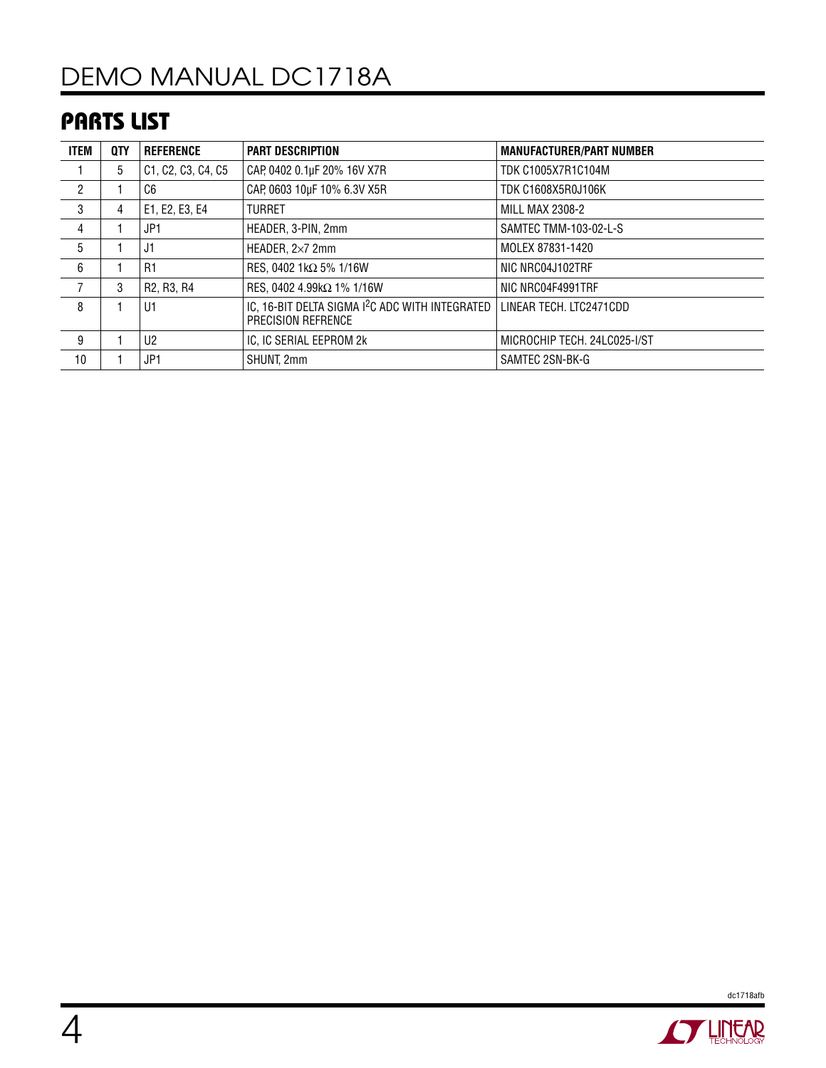## PARTS LIST

| ITEM | QTY | REFERENCE | PART DESCRIPTION | MANUFACTURER/PART NUMBER |
|---|---|---|---|---|
| 1 | 5 | C1, C2, C3, C4, C5 | CAP, 0402 0.1µF 20% 16V X7R | TDK C1005X7R1C104M |
| 2 | 1 | C6 | CAP, 0603 10µF 10% 6.3V X5R | TDK C1608X5R0J106K |
| 3 | 4 | E1, E2, E3, E4 | TURRET | MILL MAX 2308-2 |
| 4 | 1 | JP1 | HEADER, 3-PIN, 2mm | SAMTEC TMM-103-02-L-S |
| 5 | 1 | J1 | HEADER, 2×7 2mm | MOLEX 87831-1420 |
| 6 | 1 | R1 | RES, 0402 1kΩ 5% 1/16W | NIC NRC04J102TRF |
| 7 | 3 | R2, R3, R4 | RES, 0402 4.99kΩ 1% 1/16W | NIC NRC04F4991TRF |
| 8 | 1 | U1 | IC, 16-BIT DELTA SIGMA I²C ADC WITH INTEGRATED PRECISION REFRENCE | LINEAR TECH. LTC2471CDD |
| 9 | 1 | U2 | IC, IC SERIAL EEPROM 2k | MICROCHIP TECH. 24LC025-I/ST |
| 10 | 1 | JP1 | SHUNT, 2mm | SAMTEC 2SN-BK-G |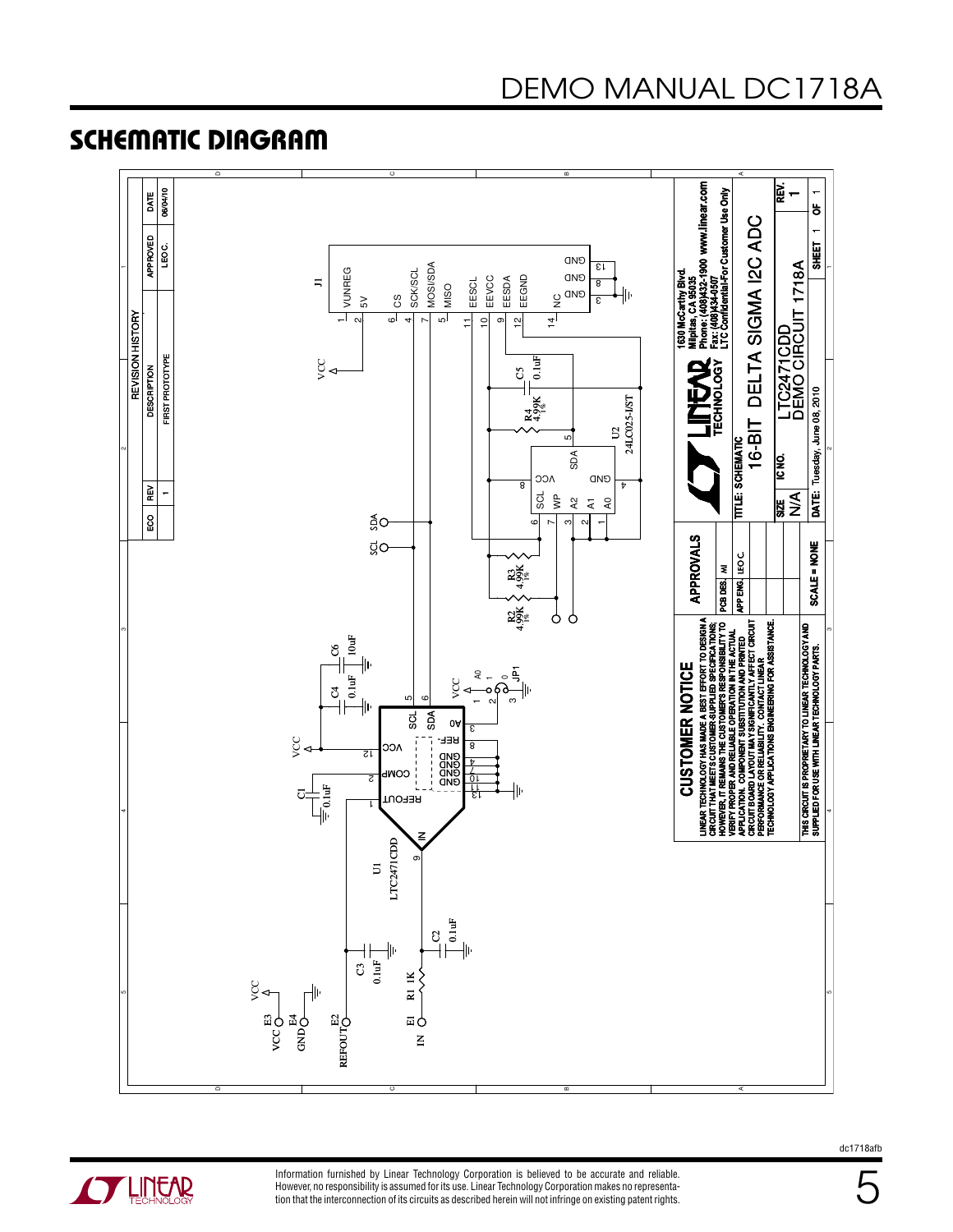## SCHEMATIC DIAGRAM

| ECO | REV | DESCRIPTION | APPROVED | DATE |
|---|---|---|---|---|
| | 1 | FIRST PROTOTYPE | LEO C. | 06/04/10 |

REVISION HISTORY

J1: 1 VUNREG, 2 5V, 6 CS, 4 SCK/SCL, 7 MOSI/SDA, 5 MISO, 11 EESCL, 10 EEVCC, 9 EESDA, 12 EEGND, 14 NC, 3 GND, 8 GND, 13 GND

U1 LTC2471CDD: 1 REFOUT, 2 COMP, 12 VCC, 5 SCL, 6 SDA, 3 A0, 8 REF−, 4 GND, 7 GND, 10 GND, 13 GND, 9 IN

U2 24LC025-I/ST: 8 VCC, 6 SCL, 7 WP, 3 A2, 2 A1, 1 A0, 5 SDA, 4 GND

C1 0.1uF, C2 0.1uF, C3 0.1uF, C4 0.1uF, C5 0.1uF, C6 10uF

R1 1K, R2 4.99K 1%, R3 4.99K 1%, R4 4.99K 1%

JP1 A0 (1, 0)

E1 IN, E2 REFOUT, E3 VCC, E4 GND

SCL, SDA

**CUSTOMER NOTICE**

LINEAR TECHNOLOGY HAS MADE A BEST EFFORT TO DESIGN A CIRCUIT THAT MEETS CUSTOMER-SUPPLIED SPECIFICATIONS; HOWEVER, IT REMAINS THE CUSTOMER'S RESPONSIBILITY TO VERIFY PROPER AND RELIABLE OPERATION IN THE ACTUAL APPLICATION. COMPONENT SUBSTITUTION AND PRINTED CIRCUIT BOARD LAYOUT MAY SIGNIFICANTLY AFFECT CIRCUIT PERFORMANCE OR RELIABILITY. CONTACT LINEAR TECHNOLOGY APPLICATIONS ENGINEERING FOR ASSISTANCE.

THIS CIRCUIT IS PROPRIETARY TO LINEAR TECHNOLOGY AND SUPPLIED FOR USE WITH LINEAR TECHNOLOGY PARTS.

| APPROVALS | |
|---|---|
| PCB DES. | MI |
| APP ENG. | LEO C. |

SCALE = NONE

1630 McCarthy Blvd.
Milpitas, CA 95035
Phone: (408)432-1900 www.linear.com
Fax: (408)434-0507
LTC Confidential-For Customer Use Only

TITLE: SCHEMATIC
16-BIT DELTA SIGMA I2C ADC

| SIZE | IC NO. | REV. |
|---|---|---|
| N/A | LTC2471CDD DEMO CIRCUIT 1718A | 1 |

DATE: Tuesday, June 08, 2010 SHEET 1 OF 1

Information furnished by Linear Technology Corporation is believed to be accurate and reliable. However, no responsibility is assumed for its use. Linear Technology Corporation makes no representation that the interconnection of its circuits as described herein will not infringe on existing patent rights.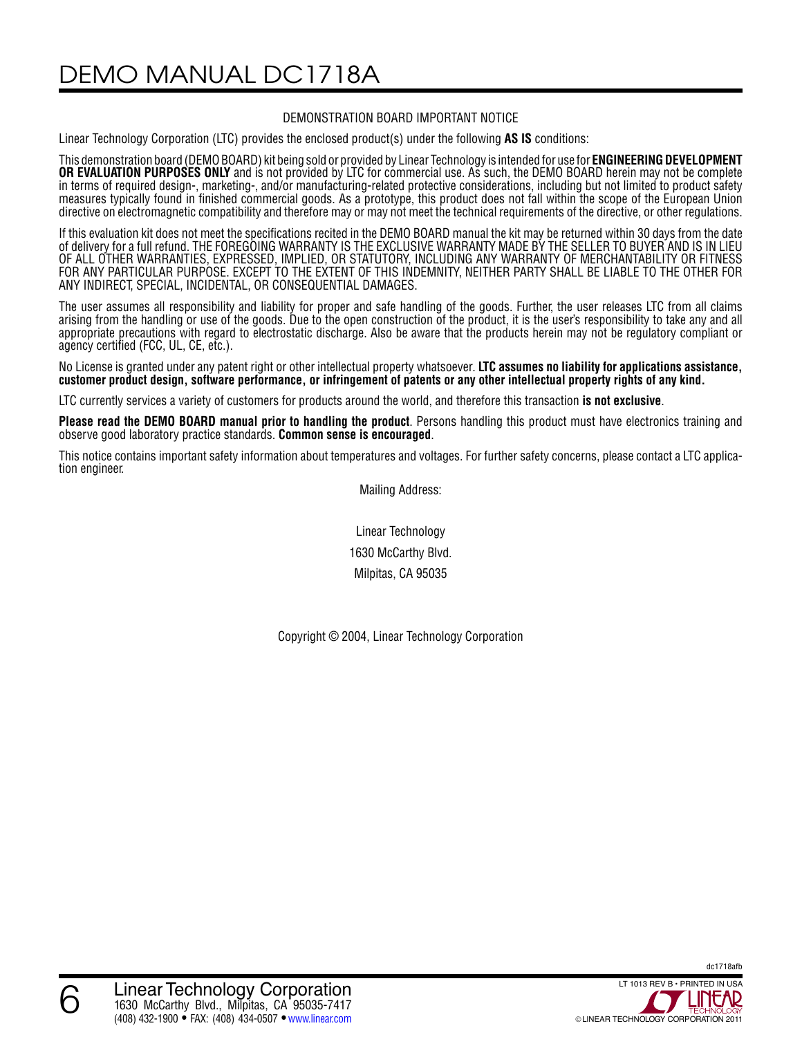## DEMONSTRATION BOARD IMPORTANT NOTICE

Linear Technology Corporation (LTC) provides the enclosed product(s) under the following **AS IS** conditions:

This demonstration board (DEMO BOARD) kit being sold or provided by Linear Technology is intended for use for **ENGINEERING DEVELOPMENT OR EVALUATION PURPOSES ONLY** and is not provided by LTC for commercial use. As such, the DEMO BOARD herein may not be complete in terms of required design-, marketing-, and/or manufacturing-related protective considerations, including but not limited to product safety measures typically found in finished commercial goods. As a prototype, this product does not fall within the scope of the European Union directive on electromagnetic compatibility and therefore may or may not meet the technical requirements of the directive, or other regulations.

If this evaluation kit does not meet the specifications recited in the DEMO BOARD manual the kit may be returned within 30 days from the date of delivery for a full refund. THE FOREGOING WARRANTY IS THE EXCLUSIVE WARRANTY MADE BY THE SELLER TO BUYER AND IS IN LIEU OF ALL OTHER WARRANTIES, EXPRESSED, IMPLIED, OR STATUTORY, INCLUDING ANY WARRANTY OF MERCHANTABILITY OR FITNESS FOR ANY PARTICULAR PURPOSE. EXCEPT TO THE EXTENT OF THIS INDEMNITY, NEITHER PARTY SHALL BE LIABLE TO THE OTHER FOR ANY INDIRECT, SPECIAL, INCIDENTAL, OR CONSEQUENTIAL DAMAGES.

The user assumes all responsibility and liability for proper and safe handling of the goods. Further, the user releases LTC from all claims arising from the handling or use of the goods. Due to the open construction of the product, it is the user's responsibility to take any and all appropriate precautions with regard to electrostatic discharge. Also be aware that the products herein may not be regulatory compliant or agency certified (FCC, UL, CE, etc.).

No License is granted under any patent right or other intellectual property whatsoever. **LTC assumes no liability for applications assistance, customer product design, software performance, or infringement of patents or any other intellectual property rights of any kind.**

LTC currently services a variety of customers for products around the world, and therefore this transaction **is not exclusive**.

**Please read the DEMO BOARD manual prior to handling the product**. Persons handling this product must have electronics training and observe good laboratory practice standards. **Common sense is encouraged**.

This notice contains important safety information about temperatures and voltages. For further safety concerns, please contact a LTC application engineer.

Mailing Address:

Linear Technology
1630 McCarthy Blvd.
Milpitas, CA 95035

Copyright © 2004, Linear Technology Corporation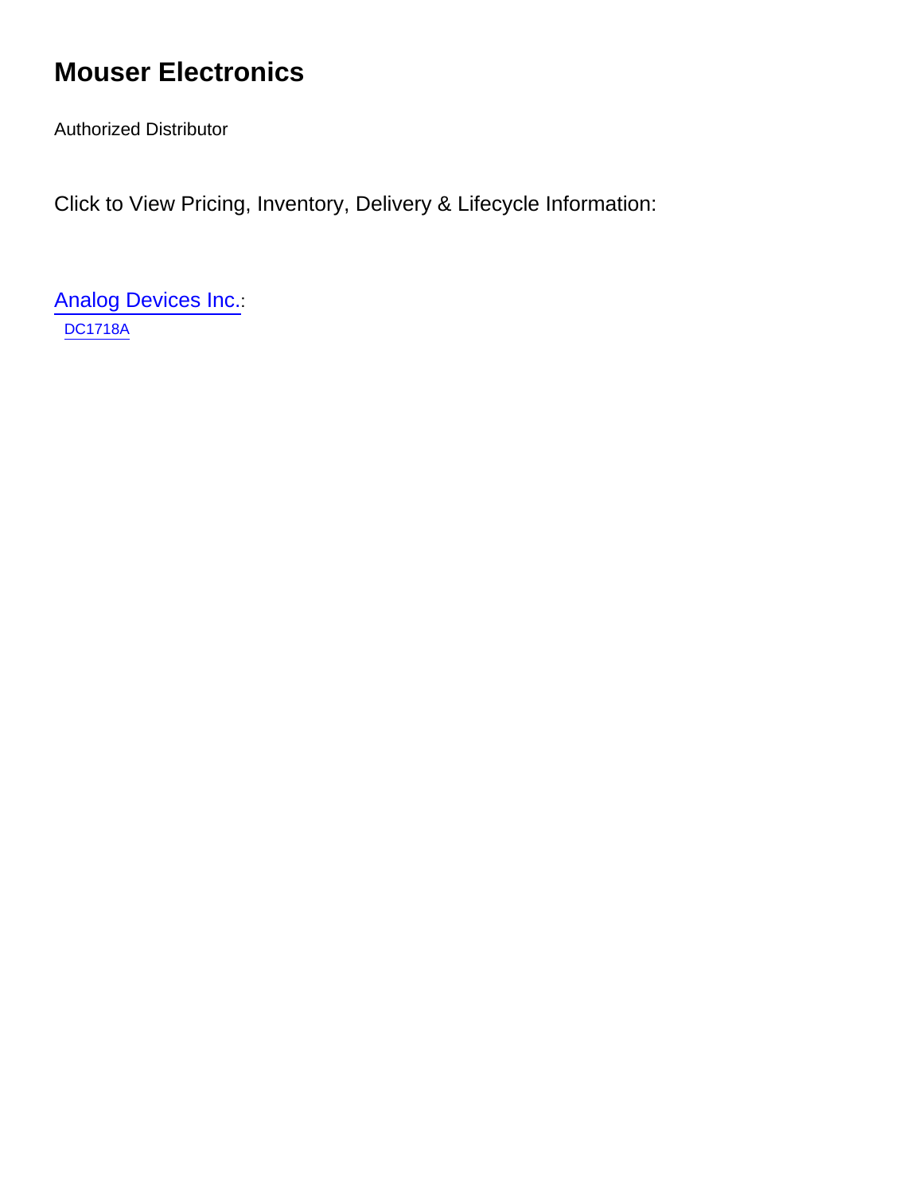# Mouser Electronics

Authorized Distributor

Click to View Pricing, Inventory, Delivery & Lifecycle Information:

Analog Devices Inc.:

DC1718A